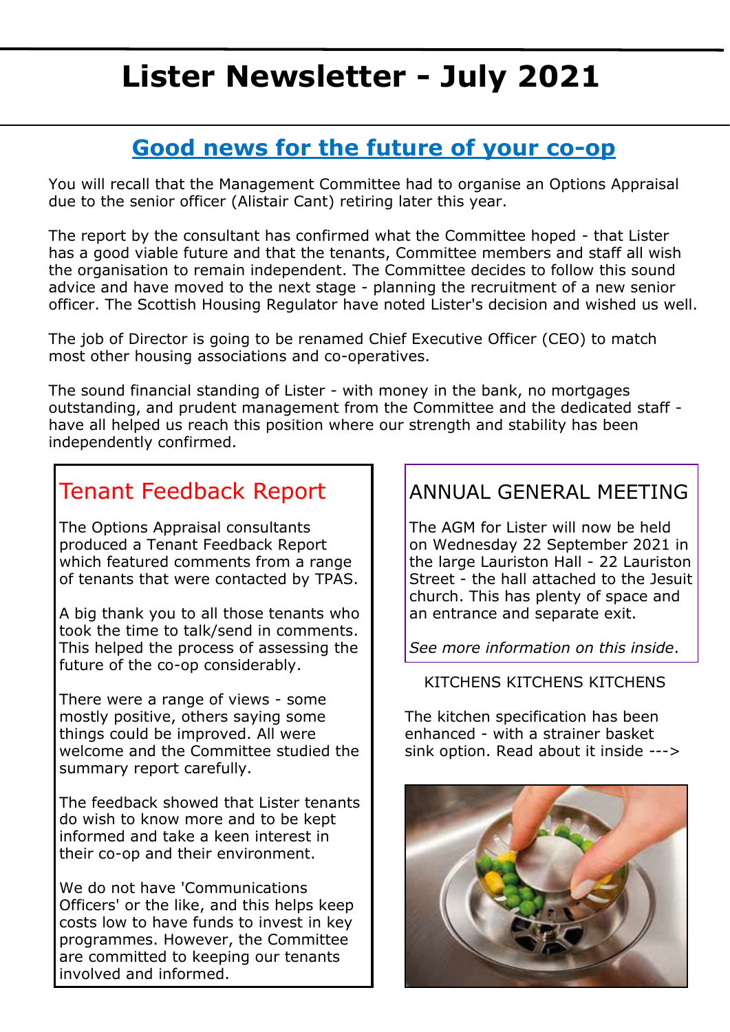# Lister Newsletter - July 2021

## Good news for the future of your co-op

You will recall that the Management Committee had to organise an Options Appraisal due to the senior officer (Alistair Cant) retiring later this year.

The report by the consultant has confirmed what the Committee hoped - that Lister has a good viable future and that the tenants, Committee members and staff all wish the organisation to remain independent. The Committee decides to follow this sound advice and have moved to the next stage - planning the recruitment of a new senior officer. The Scottish Housing Regulator have noted Lister's decision and wished us well.

The job of Director is going to be renamed Chief Executive Officer (CEO) to match most other housing associations and co-operatives.

The sound financial standing of Lister - with money in the bank, no mortgages outstanding, and prudent management from the Committee and the dedicated staff - have all helped us reach this position where our strength and stability has been independently confirmed.

## Tenant Feedback Report

The Options Appraisal consultants produced a Tenant Feedback Report which featured comments from a range of tenants that were contacted by TPAS.

A big thank you to all those tenants who took the time to talk/send in comments. This helped the process of assessing the future of the co-op considerably.

There were a range of views - some mostly positive, others saying some things could be improved. All were welcome and the Committee studied the summary report carefully.

The feedback showed that Lister tenants do wish to know more and to be kept informed and take a keen interest in their co-op and their environment.

We do not have 'Communications Officers' or the like, and this helps keep costs low to have funds to invest in key programmes. However, the Committee are committed to keeping our tenants involved and informed.

## ANNUAL GENERAL MEETING

The AGM for Lister will now be held on Wednesday 22 September 2021 in the large Lauriston Hall - 22 Lauriston Street - the hall attached to the Jesuit church. This has plenty of space and an entrance and separate exit.

*See more information on this inside*.

KITCHENS KITCHENS KITCHENS

The kitchen specification has been enhanced - with a strainer basket sink option. Read about it inside --->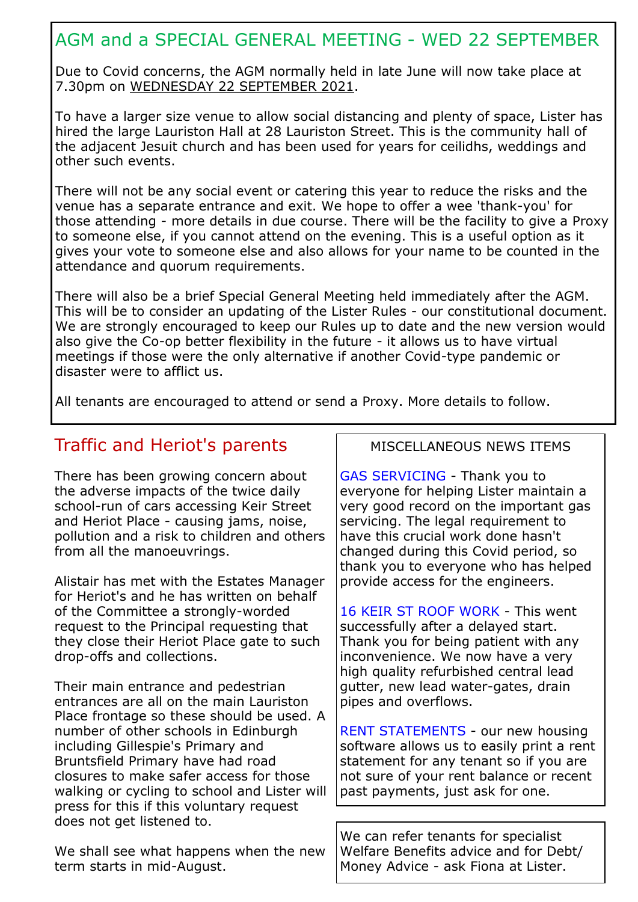## AGM and a SPECIAL GENERAL MEETING - WED 22 SEPTEMBER

Due to Covid concerns, the AGM normally held in late June will now take place at 7.30pm on WEDNESDAY 22 SEPTEMBER 2021.

To have a larger size venue to allow social distancing and plenty of space, Lister has hired the large Lauriston Hall at 28 Lauriston Street. This is the community hall of the adjacent Jesuit church and has been used for years for ceilidhs, weddings and other such events.

There will not be any social event or catering this year to reduce the risks and the venue has a separate entrance and exit. We hope to offer a wee 'thank-you' for those attending - more details in due course. There will be the facility to give a Proxy to someone else, if you cannot attend on the evening. This is a useful option as it gives your vote to someone else and also allows for your name to be counted in the attendance and quorum requirements.

There will also be a brief Special General Meeting held immediately after the AGM. This will be to consider an updating of the Lister Rules - our constitutional document. We are strongly encouraged to keep our Rules up to date and the new version would also give the Co-op better flexibility in the future - it allows us to have virtual meetings if those were the only alternative if another Covid-type pandemic or disaster were to afflict us.

All tenants are encouraged to attend or send a Proxy. More details to follow.

## Traffic and Heriot's parents

There has been growing concern about the adverse impacts of the twice daily school-run of cars accessing Keir Street and Heriot Place - causing jams, noise, pollution and a risk to children and others from all the manoeuvrings.

Alistair has met with the Estates Manager for Heriot's and he has written on behalf of the Committee a strongly-worded request to the Principal requesting that they close their Heriot Place gate to such drop-offs and collections.

Their main entrance and pedestrian entrances are all on the main Lauriston Place frontage so these should be used. A number of other schools in Edinburgh including Gillespie's Primary and Bruntsfield Primary have had road closures to make safer access for those walking or cycling to school and Lister will press for this if this voluntary request does not get listened to.

We shall see what happens when the new term starts in mid-August.

### MISCELLANEOUS NEWS ITEMS

GAS SERVICING - Thank you to everyone for helping Lister maintain a very good record on the important gas servicing. The legal requirement to have this crucial work done hasn't changed during this Covid period, so thank you to everyone who has helped provide access for the engineers.

16 KEIR ST ROOF WORK - This went successfully after a delayed start. Thank you for being patient with any inconvenience. We now have a very high quality refurbished central lead gutter, new lead water-gates, drain pipes and overflows.

RENT STATEMENTS - our new housing software allows us to easily print a rent statement for any tenant so if you are not sure of your rent balance or recent past payments, just ask for one.

We can refer tenants for specialist Welfare Benefits advice and for Debt/ Money Advice - ask Fiona at Lister.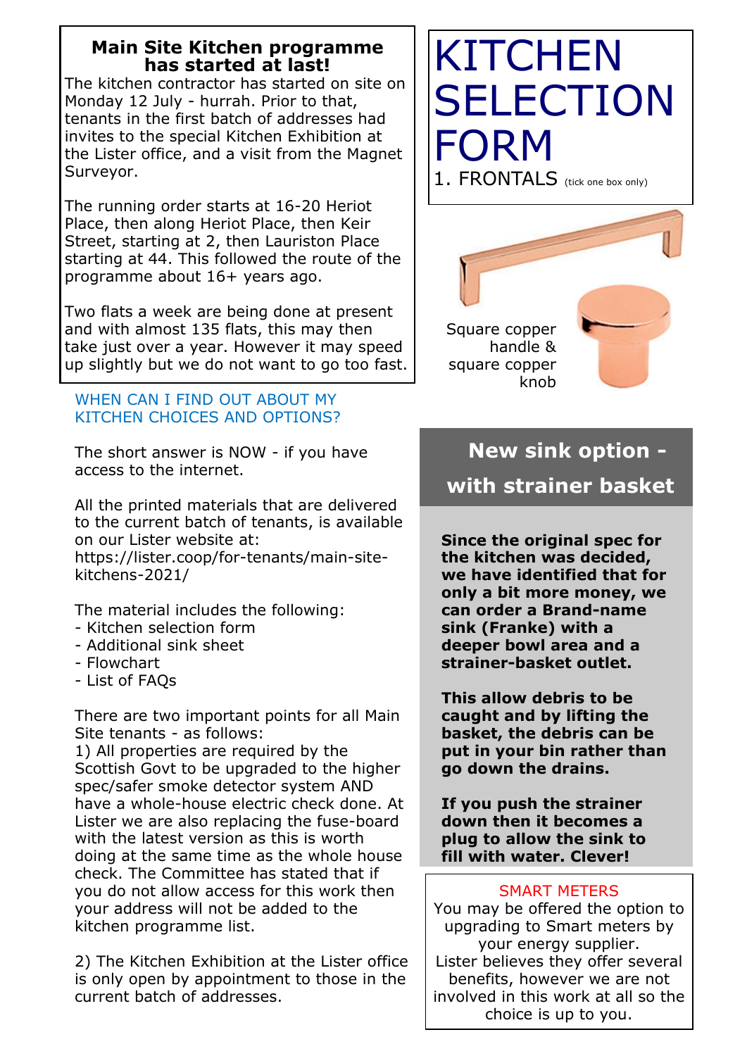## Main Site Kitchen programme has started at last!

The kitchen contractor has started on site on Monday 12 July - hurrah. Prior to that, tenants in the first batch of addresses had invites to the special Kitchen Exhibition at the Lister office, and a visit from the Magnet Surveyor.

The running order starts at 16-20 Heriot Place, then along Heriot Place, then Keir Street, starting at 2, then Lauriston Place starting at 44. This followed the route of the programme about 16+ years ago.

Two flats a week are being done at present and with almost 135 flats, this may then take just over a year. However it may speed up slightly but we do not want to go too fast.

### WHEN CAN I FIND OUT ABOUT MY KITCHEN CHOICES AND OPTIONS?

The short answer is NOW - if you have access to the internet.

All the printed materials that are delivered to the current batch of tenants, is available on our Lister website at: https://lister.coop/for-tenants/main-site-kitchens-2021/

The material includes the following:
- Kitchen selection form
- Additional sink sheet
- Flowchart
- List of FAQs

There are two important points for all Main Site tenants - as follows:
1) All properties are required by the Scottish Govt to be upgraded to the higher spec/safer smoke detector system AND have a whole-house electric check done. At Lister we are also replacing the fuse-board with the latest version as this is worth doing at the same time as the whole house check. The Committee has stated that if you do not allow access for this work then your address will not be added to the kitchen programme list.

2) The Kitchen Exhibition at the Lister office is only open by appointment to those in the current batch of addresses.

# KITCHEN SELECTION FORM

1. FRONTALS (tick one box only)

Square copper handle & square copper knob

## New sink option - with strainer basket

**Since the original spec for the kitchen was decided, we have identified that for only a bit more money, we can order a Brand-name sink (Franke) with a deeper bowl area and a strainer-basket outlet.**

**This allow debris to be caught and by lifting the basket, the debris can be put in your bin rather than go down the drains.**

**If you push the strainer down then it becomes a plug to allow the sink to fill with water. Clever!**

### SMART METERS

You may be offered the option to upgrading to Smart meters by your energy supplier.
Lister believes they offer several benefits, however we are not involved in this work at all so the choice is up to you.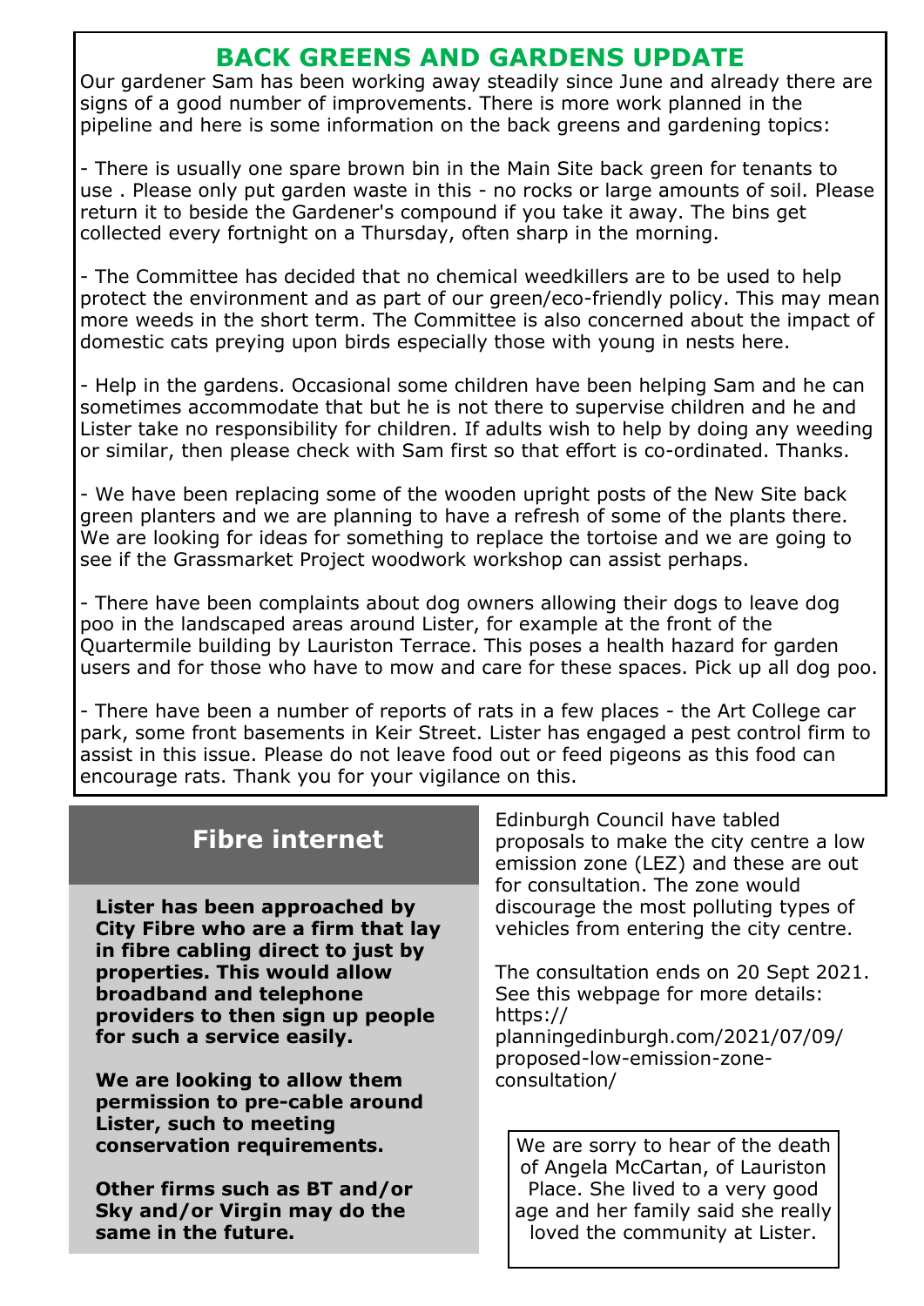# BACK GREENS AND GARDENS UPDATE

Our gardener Sam has been working away steadily since June and already there are signs of a good number of improvements. There is more work planned in the pipeline and here is some information on the back greens and gardening topics:

- There is usually one spare brown bin in the Main Site back green for tenants to use . Please only put garden waste in this - no rocks or large amounts of soil. Please return it to beside the Gardener's compound if you take it away. The bins get collected every fortnight on a Thursday, often sharp in the morning.

- The Committee has decided that no chemical weedkillers are to be used to help protect the environment and as part of our green/eco-friendly policy. This may mean more weeds in the short term. The Committee is also concerned about the impact of domestic cats preying upon birds especially those with young in nests here.

- Help in the gardens. Occasional some children have been helping Sam and he can sometimes accommodate that but he is not there to supervise children and he and Lister take no responsibility for children. If adults wish to help by doing any weeding or similar, then please check with Sam first so that effort is co-ordinated. Thanks.

- We have been replacing some of the wooden upright posts of the New Site back green planters and we are planning to have a refresh of some of the plants there. We are looking for ideas for something to replace the tortoise and we are going to see if the Grassmarket Project woodwork workshop can assist perhaps.

- There have been complaints about dog owners allowing their dogs to leave dog poo in the landscaped areas around Lister, for example at the front of the Quartermile building by Lauriston Terrace. This poses a health hazard for garden users and for those who have to mow and care for these spaces. Pick up all dog poo.

- There have been a number of reports of rats in a few places - the Art College car park, some front basements in Keir Street. Lister has engaged a pest control firm to assist in this issue. Please do not leave food out or feed pigeons as this food can encourage rats. Thank you for your vigilance on this.

## Fibre internet

**Lister has been approached by City Fibre who are a firm that lay in fibre cabling direct to just by properties. This would allow broadband and telephone providers to then sign up people for such a service easily.**

**We are looking to allow them permission to pre-cable around Lister, such to meeting conservation requirements.**

**Other firms such as BT and/or Sky and/or Virgin may do the same in the future.**

Edinburgh Council have tabled proposals to make the city centre a low emission zone (LEZ) and these are out for consultation. The zone would discourage the most polluting types of vehicles from entering the city centre.

The consultation ends on 20 Sept 2021. See this webpage for more details: https://planningedinburgh.com/2021/07/09/proposed-low-emission-zone-consultation/

We are sorry to hear of the death of Angela McCartan, of Lauriston Place. She lived to a very good age and her family said she really loved the community at Lister.